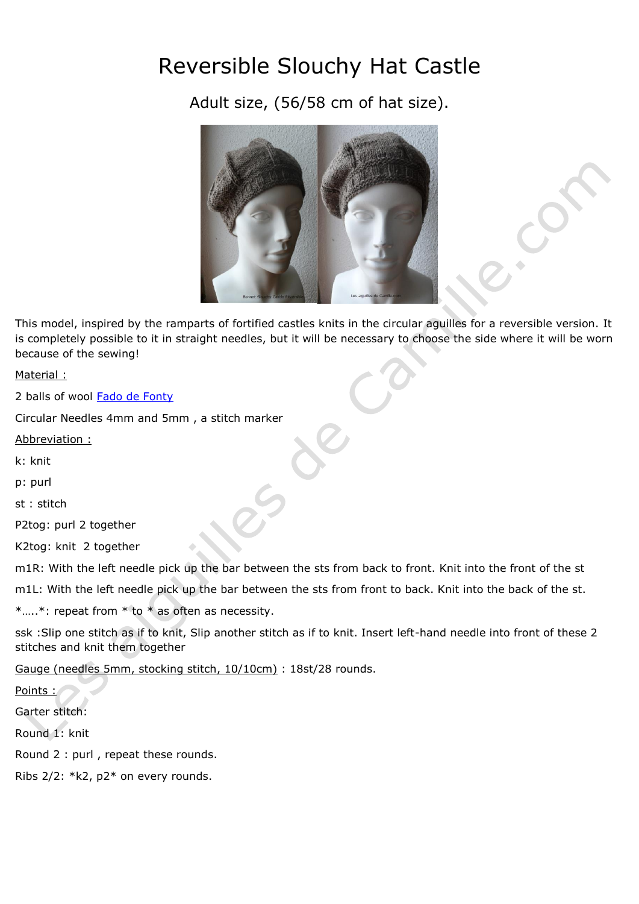# Reversible Slouchy Hat Castle

Adult size, (56/58 cm of hat size).

This model, inspired by the ramparts of fortified castles knits in the circular aguilles for a reversible version. It is completely possible to it in straight needles, but it will be necessary to choose the side where it will be worn because of the sewing!

Material :

2 balls of wool [Fado de Fonty]

Circular Needles 4mm and 5mm , a stitch marker

Abbreviation :

k: knit

p: purl

st : stitch

P2tog: purl 2 together

K2tog: knit 2 together

m1R: With the left needle pick up the bar between the sts from back to front. Knit into the front of the st

m1L: With the left needle pick up the bar between the sts from front to back. Knit into the back of the st.

*…..*: repeat from * to * as often as necessity.

ssk :Slip one stitch as if to knit, Slip another stitch as if to knit. Insert left-hand needle into front of these 2 stitches and knit them together

Gauge (needles 5mm, stocking stitch, 10/10cm) : 18st/28 rounds.

Points :

Garter stitch:

Round 1: knit

Round 2 : purl , repeat these rounds.

Ribs 2/2: *k2, p2* on every rounds.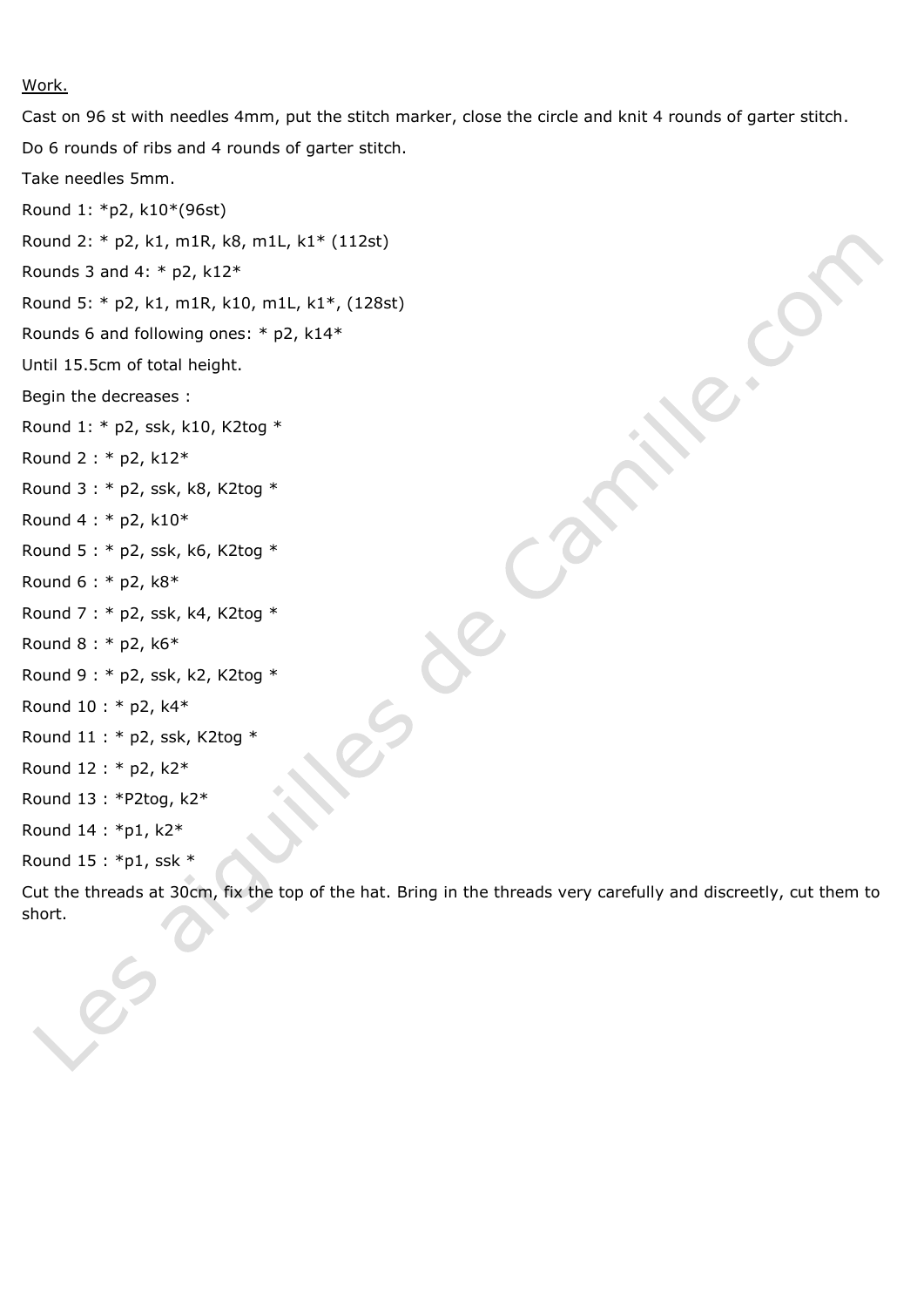Work.

Cast on 96 st with needles 4mm, put the stitch marker, close the circle and knit 4 rounds of garter stitch.

Do 6 rounds of ribs and 4 rounds of garter stitch.

Take needles 5mm.

Round 1: *p2, k10*(96st)

Round 2: * p2, k1, m1R, k8, m1L, k1* (112st)

Rounds 3 and 4: * p2, k12*

Round 5: * p2, k1, m1R, k10, m1L, k1*, (128st)

Rounds 6 and following ones: * p2, k14*

Until 15.5cm of total height.

Begin the decreases :

Round 1: * p2, ssk, k10, K2tog *

Round 2 : * p2, k12*

Round 3 : * p2, ssk, k8, K2tog *

Round 4 : * p2, k10*

Round 5 : * p2, ssk, k6, K2tog *

Round 6 : * p2, k8*

Round 7 : * p2, ssk, k4, K2tog *

Round 8 : * p2, k6*

Round 9 : * p2, ssk, k2, K2tog *

Round 10 : * p2, k4*

Round 11 : * p2, ssk, K2tog *

Round 12 : * p2, k2*

Round 13 : *P2tog, k2*

Round 14 : *p1, k2*

Round 15 : *p1, ssk *

Cut the threads at 30cm, fix the top of the hat. Bring in the threads very carefully and discreetly, cut them to short.